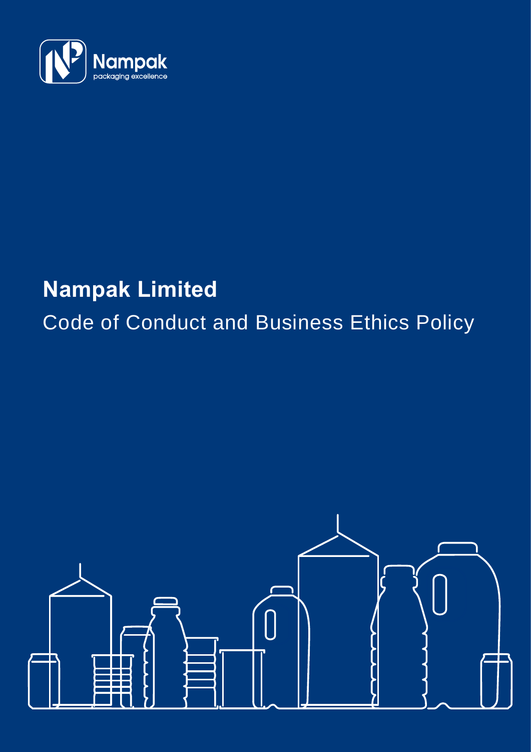Nampak
packaging excellence

# Nampak Limited

## Code of Conduct and Business Ethics Policy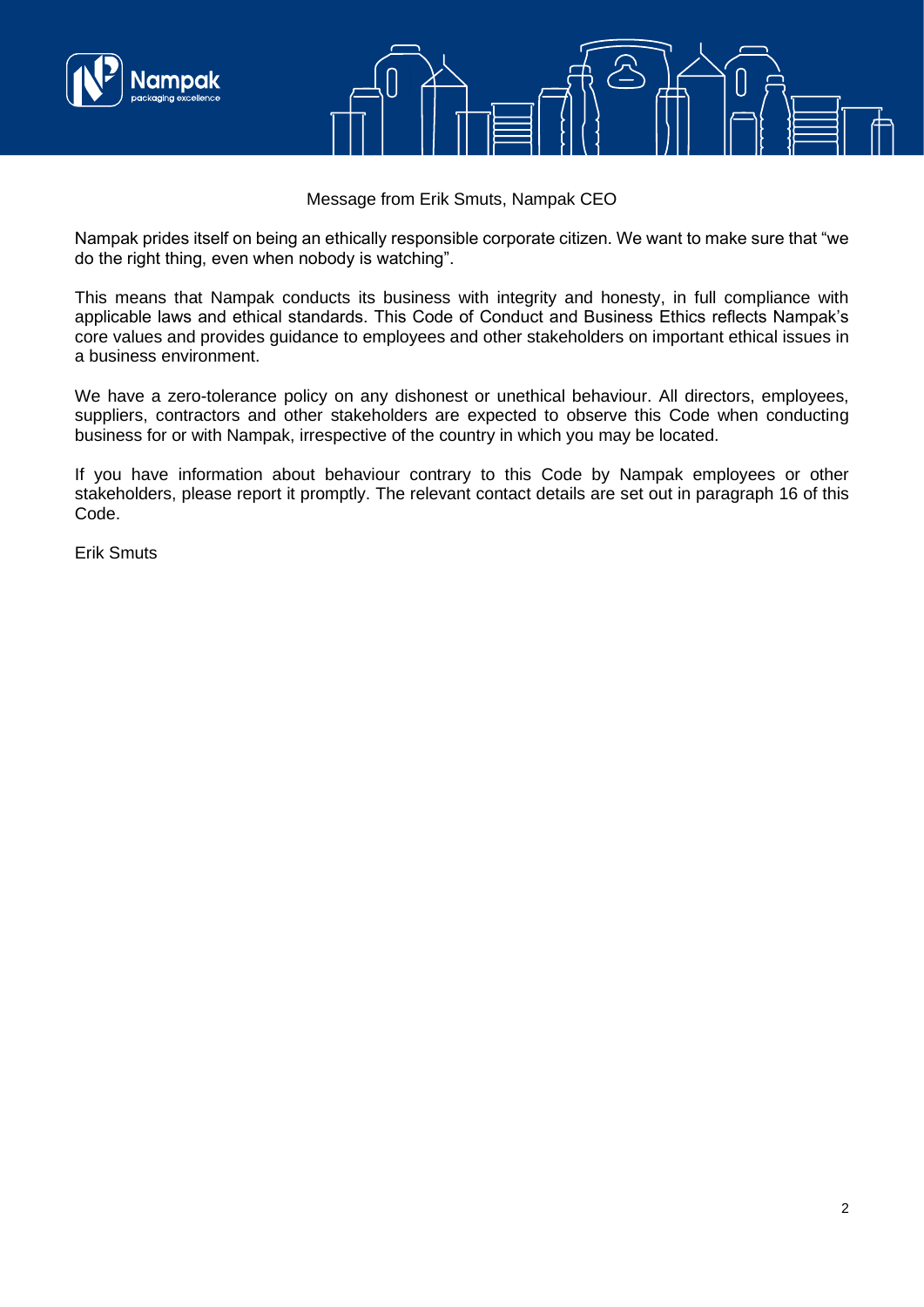## Message from Erik Smuts, Nampak CEO

Nampak prides itself on being an ethically responsible corporate citizen. We want to make sure that "we do the right thing, even when nobody is watching".

This means that Nampak conducts its business with integrity and honesty, in full compliance with applicable laws and ethical standards. This Code of Conduct and Business Ethics reflects Nampak's core values and provides guidance to employees and other stakeholders on important ethical issues in a business environment.

We have a zero-tolerance policy on any dishonest or unethical behaviour. All directors, employees, suppliers, contractors and other stakeholders are expected to observe this Code when conducting business for or with Nampak, irrespective of the country in which you may be located.

If you have information about behaviour contrary to this Code by Nampak employees or other stakeholders, please report it promptly. The relevant contact details are set out in paragraph 16 of this Code.

Erik Smuts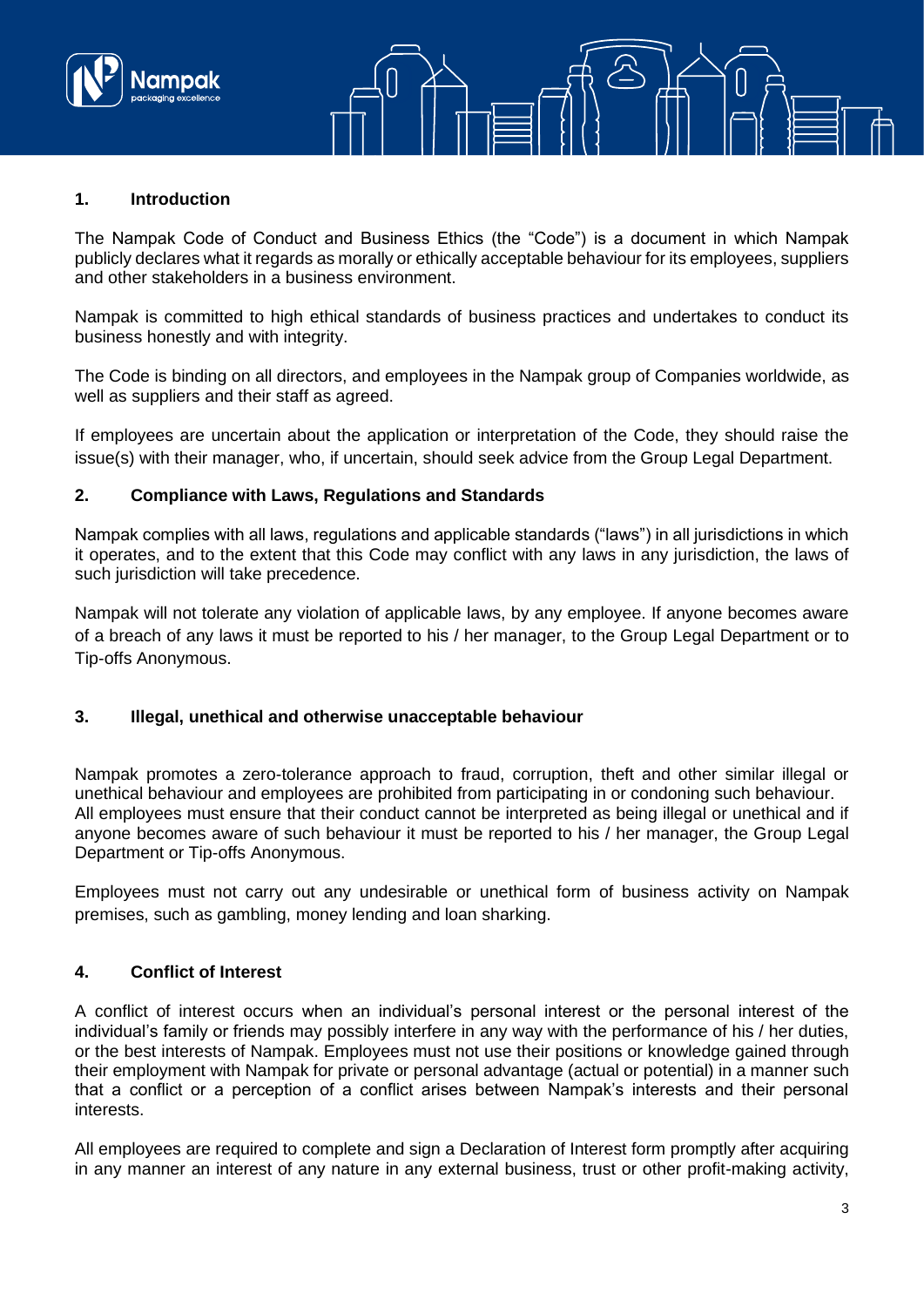## 1. Introduction

The Nampak Code of Conduct and Business Ethics (the "Code") is a document in which Nampak publicly declares what it regards as morally or ethically acceptable behaviour for its employees, suppliers and other stakeholders in a business environment.

Nampak is committed to high ethical standards of business practices and undertakes to conduct its business honestly and with integrity.

The Code is binding on all directors, and employees in the Nampak group of Companies worldwide, as well as suppliers and their staff as agreed.

If employees are uncertain about the application or interpretation of the Code, they should raise the issue(s) with their manager, who, if uncertain, should seek advice from the Group Legal Department.

## 2. Compliance with Laws, Regulations and Standards

Nampak complies with all laws, regulations and applicable standards ("laws") in all jurisdictions in which it operates, and to the extent that this Code may conflict with any laws in any jurisdiction, the laws of such jurisdiction will take precedence.

Nampak will not tolerate any violation of applicable laws, by any employee. If anyone becomes aware of a breach of any laws it must be reported to his / her manager, to the Group Legal Department or to Tip-offs Anonymous.

## 3. Illegal, unethical and otherwise unacceptable behaviour

Nampak promotes a zero-tolerance approach to fraud, corruption, theft and other similar illegal or unethical behaviour and employees are prohibited from participating in or condoning such behaviour. All employees must ensure that their conduct cannot be interpreted as being illegal or unethical and if anyone becomes aware of such behaviour it must be reported to his / her manager, the Group Legal Department or Tip-offs Anonymous.

Employees must not carry out any undesirable or unethical form of business activity on Nampak premises, such as gambling, money lending and loan sharking.

## 4. Conflict of Interest

A conflict of interest occurs when an individual's personal interest or the personal interest of the individual's family or friends may possibly interfere in any way with the performance of his / her duties, or the best interests of Nampak. Employees must not use their positions or knowledge gained through their employment with Nampak for private or personal advantage (actual or potential) in a manner such that a conflict or a perception of a conflict arises between Nampak's interests and their personal interests.

All employees are required to complete and sign a Declaration of Interest form promptly after acquiring in any manner an interest of any nature in any external business, trust or other profit-making activity,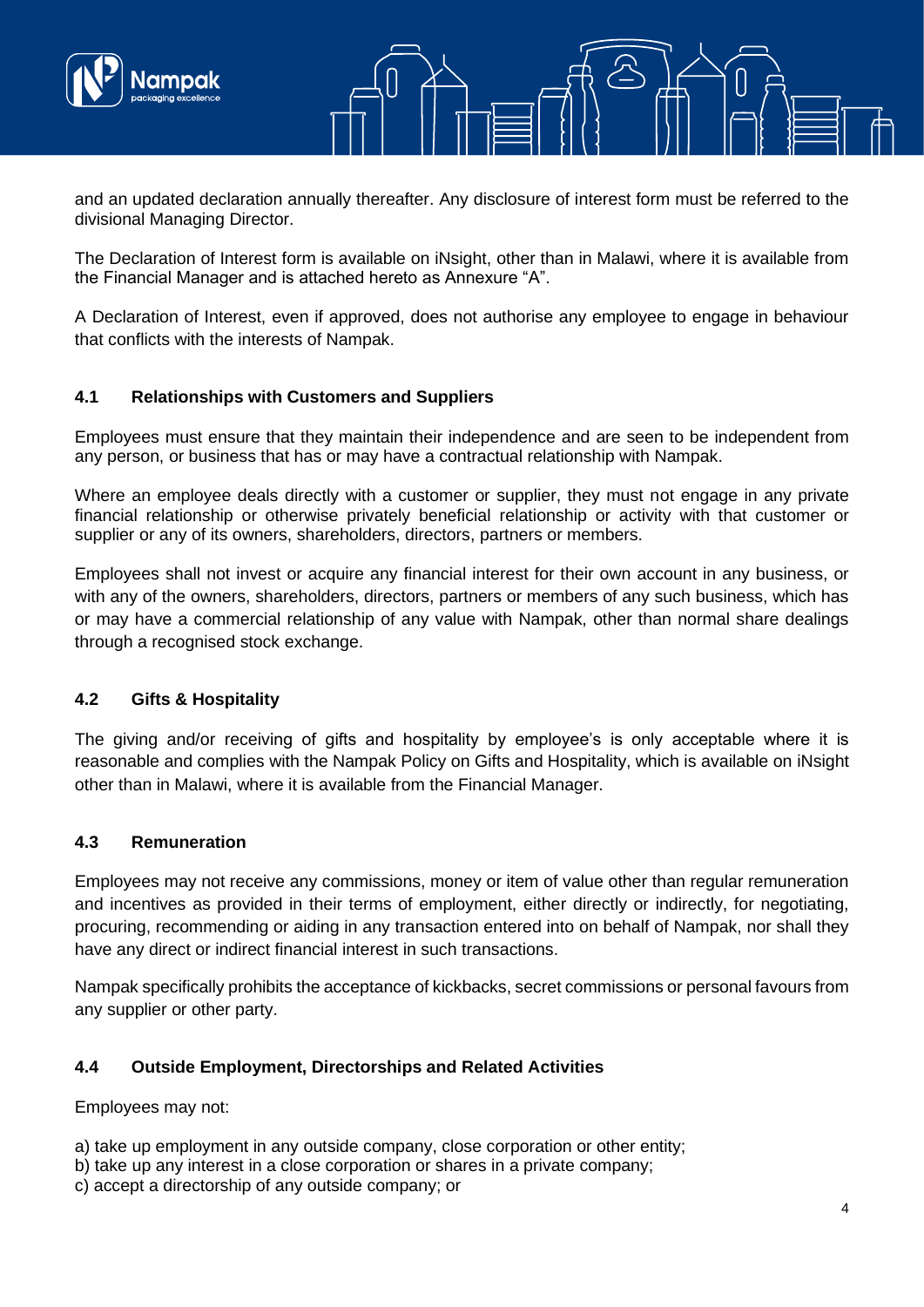and an updated declaration annually thereafter. Any disclosure of interest form must be referred to the divisional Managing Director.

The Declaration of Interest form is available on iNsight, other than in Malawi, where it is available from the Financial Manager and is attached hereto as Annexure "A".

A Declaration of Interest, even if approved, does not authorise any employee to engage in behaviour that conflicts with the interests of Nampak.

### 4.1 Relationships with Customers and Suppliers

Employees must ensure that they maintain their independence and are seen to be independent from any person, or business that has or may have a contractual relationship with Nampak.

Where an employee deals directly with a customer or supplier, they must not engage in any private financial relationship or otherwise privately beneficial relationship or activity with that customer or supplier or any of its owners, shareholders, directors, partners or members.

Employees shall not invest or acquire any financial interest for their own account in any business, or with any of the owners, shareholders, directors, partners or members of any such business, which has or may have a commercial relationship of any value with Nampak, other than normal share dealings through a recognised stock exchange.

### 4.2 Gifts & Hospitality

The giving and/or receiving of gifts and hospitality by employee's is only acceptable where it is reasonable and complies with the Nampak Policy on Gifts and Hospitality, which is available on iNsight other than in Malawi, where it is available from the Financial Manager.

### 4.3 Remuneration

Employees may not receive any commissions, money or item of value other than regular remuneration and incentives as provided in their terms of employment, either directly or indirectly, for negotiating, procuring, recommending or aiding in any transaction entered into on behalf of Nampak, nor shall they have any direct or indirect financial interest in such transactions.

Nampak specifically prohibits the acceptance of kickbacks, secret commissions or personal favours from any supplier or other party.

### 4.4 Outside Employment, Directorships and Related Activities

Employees may not:

a) take up employment in any outside company, close corporation or other entity;
b) take up any interest in a close corporation or shares in a private company;
c) accept a directorship of any outside company; or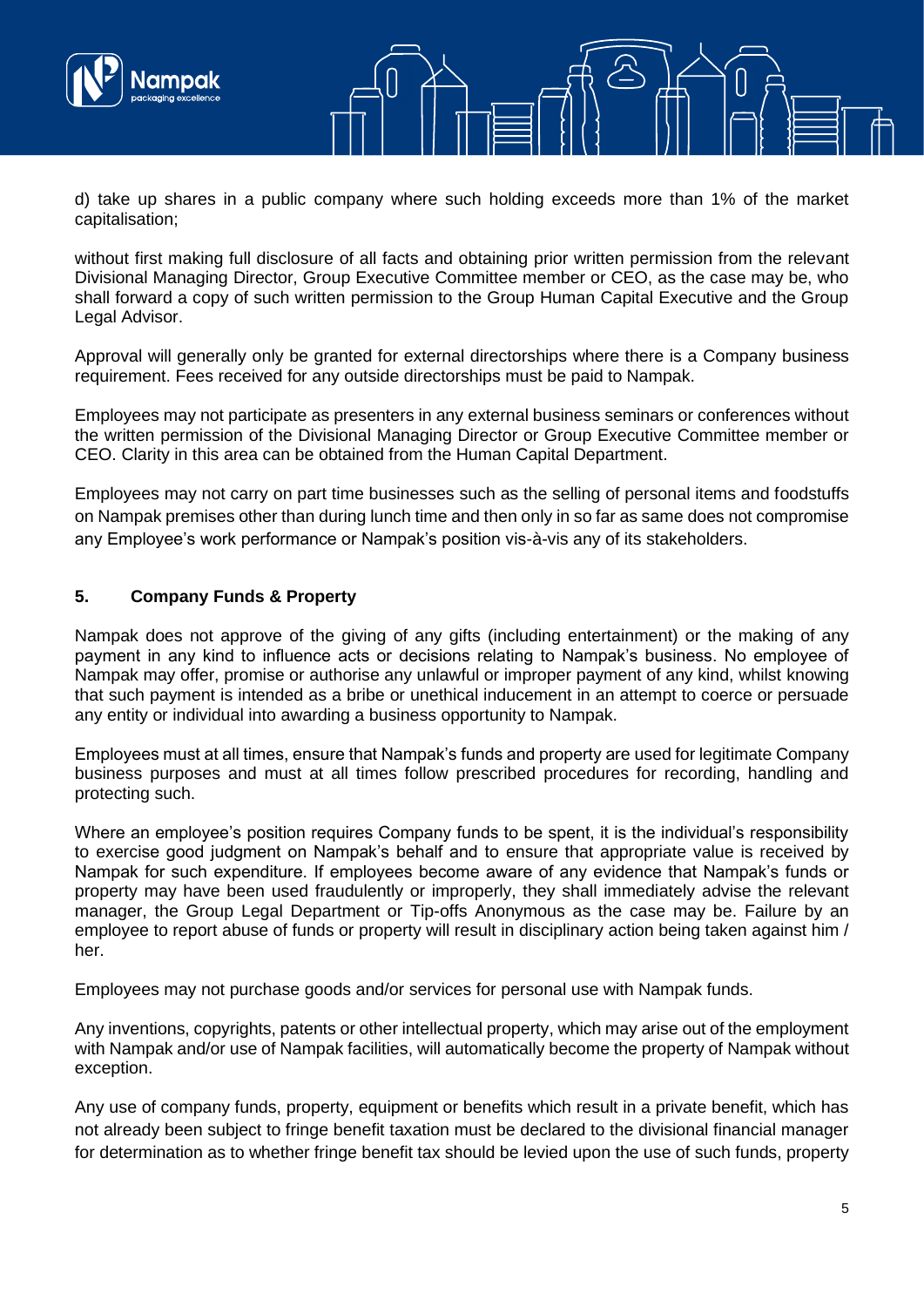d) take up shares in a public company where such holding exceeds more than 1% of the market capitalisation;

without first making full disclosure of all facts and obtaining prior written permission from the relevant Divisional Managing Director, Group Executive Committee member or CEO, as the case may be, who shall forward a copy of such written permission to the Group Human Capital Executive and the Group Legal Advisor.

Approval will generally only be granted for external directorships where there is a Company business requirement. Fees received for any outside directorships must be paid to Nampak.

Employees may not participate as presenters in any external business seminars or conferences without the written permission of the Divisional Managing Director or Group Executive Committee member or CEO. Clarity in this area can be obtained from the Human Capital Department.

Employees may not carry on part time businesses such as the selling of personal items and foodstuffs on Nampak premises other than during lunch time and then only in so far as same does not compromise any Employee's work performance or Nampak's position vis-à-vis any of its stakeholders.

## 5. Company Funds & Property

Nampak does not approve of the giving of any gifts (including entertainment) or the making of any payment in any kind to influence acts or decisions relating to Nampak's business. No employee of Nampak may offer, promise or authorise any unlawful or improper payment of any kind, whilst knowing that such payment is intended as a bribe or unethical inducement in an attempt to coerce or persuade any entity or individual into awarding a business opportunity to Nampak.

Employees must at all times, ensure that Nampak's funds and property are used for legitimate Company business purposes and must at all times follow prescribed procedures for recording, handling and protecting such.

Where an employee's position requires Company funds to be spent, it is the individual's responsibility to exercise good judgment on Nampak's behalf and to ensure that appropriate value is received by Nampak for such expenditure. If employees become aware of any evidence that Nampak's funds or property may have been used fraudulently or improperly, they shall immediately advise the relevant manager, the Group Legal Department or Tip-offs Anonymous as the case may be. Failure by an employee to report abuse of funds or property will result in disciplinary action being taken against him / her.

Employees may not purchase goods and/or services for personal use with Nampak funds.

Any inventions, copyrights, patents or other intellectual property, which may arise out of the employment with Nampak and/or use of Nampak facilities, will automatically become the property of Nampak without exception.

Any use of company funds, property, equipment or benefits which result in a private benefit, which has not already been subject to fringe benefit taxation must be declared to the divisional financial manager for determination as to whether fringe benefit tax should be levied upon the use of such funds, property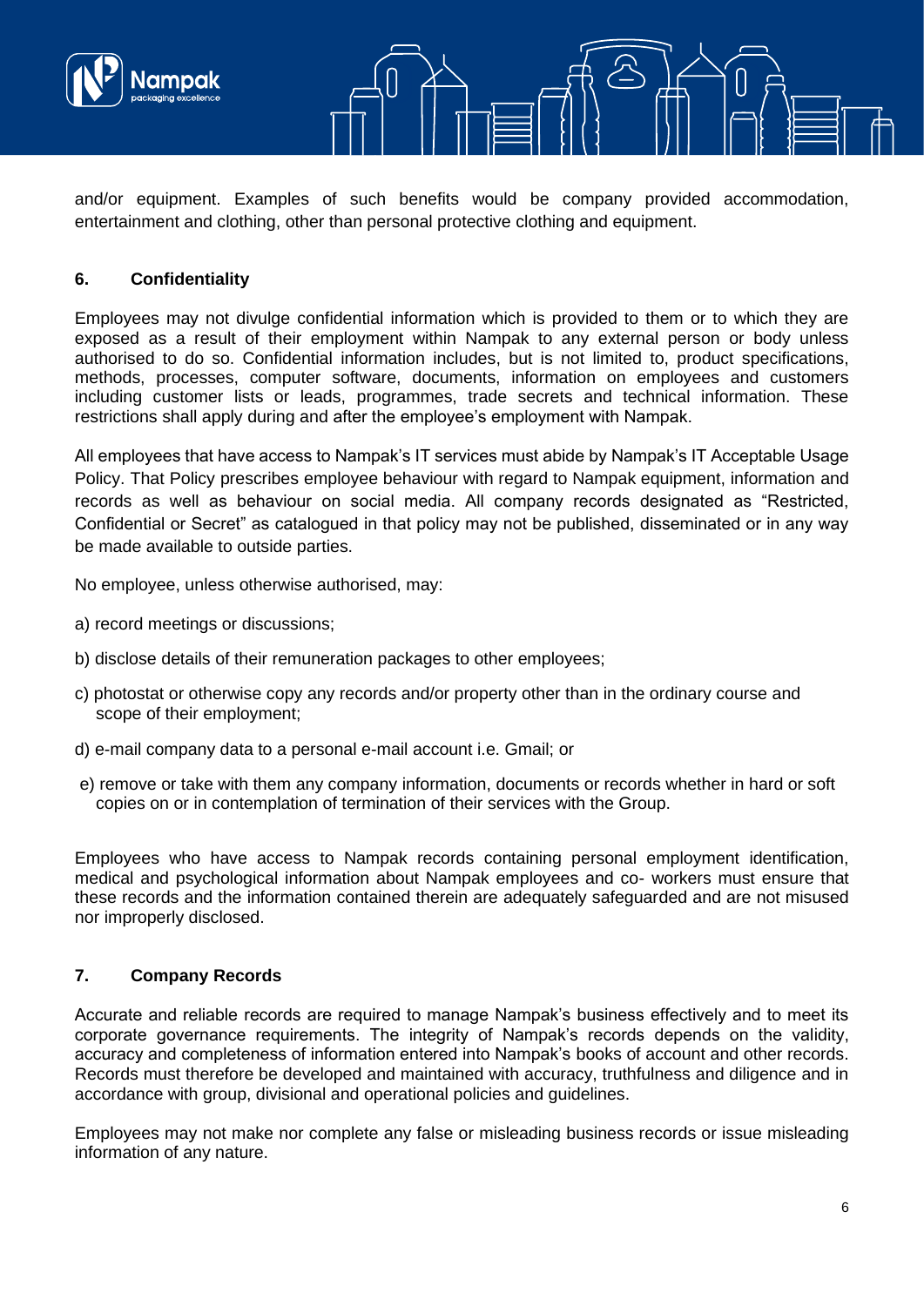and/or equipment. Examples of such benefits would be company provided accommodation, entertainment and clothing, other than personal protective clothing and equipment.

## 6. Confidentiality

Employees may not divulge confidential information which is provided to them or to which they are exposed as a result of their employment within Nampak to any external person or body unless authorised to do so. Confidential information includes, but is not limited to, product specifications, methods, processes, computer software, documents, information on employees and customers including customer lists or leads, programmes, trade secrets and technical information. These restrictions shall apply during and after the employee's employment with Nampak.

All employees that have access to Nampak's IT services must abide by Nampak's IT Acceptable Usage Policy. That Policy prescribes employee behaviour with regard to Nampak equipment, information and records as well as behaviour on social media. All company records designated as "Restricted, Confidential or Secret" as catalogued in that policy may not be published, disseminated or in any way be made available to outside parties.

No employee, unless otherwise authorised, may:

a) record meetings or discussions;

b) disclose details of their remuneration packages to other employees;

c) photostat or otherwise copy any records and/or property other than in the ordinary course and scope of their employment;

d) e-mail company data to a personal e-mail account i.e. Gmail; or

e) remove or take with them any company information, documents or records whether in hard or soft copies on or in contemplation of termination of their services with the Group.

Employees who have access to Nampak records containing personal employment identification, medical and psychological information about Nampak employees and co- workers must ensure that these records and the information contained therein are adequately safeguarded and are not misused nor improperly disclosed.

## 7. Company Records

Accurate and reliable records are required to manage Nampak's business effectively and to meet its corporate governance requirements. The integrity of Nampak's records depends on the validity, accuracy and completeness of information entered into Nampak's books of account and other records. Records must therefore be developed and maintained with accuracy, truthfulness and diligence and in accordance with group, divisional and operational policies and guidelines.

Employees may not make nor complete any false or misleading business records or issue misleading information of any nature.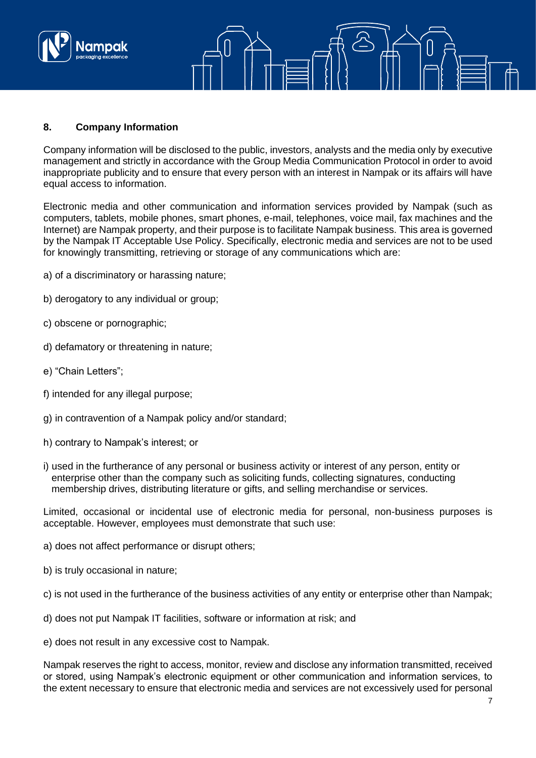## 8. Company Information

Company information will be disclosed to the public, investors, analysts and the media only by executive management and strictly in accordance with the Group Media Communication Protocol in order to avoid inappropriate publicity and to ensure that every person with an interest in Nampak or its affairs will have equal access to information.

Electronic media and other communication and information services provided by Nampak (such as computers, tablets, mobile phones, smart phones, e-mail, telephones, voice mail, fax machines and the Internet) are Nampak property, and their purpose is to facilitate Nampak business. This area is governed by the Nampak IT Acceptable Use Policy. Specifically, electronic media and services are not to be used for knowingly transmitting, retrieving or storage of any communications which are:

a) of a discriminatory or harassing nature;

b) derogatory to any individual or group;

c) obscene or pornographic;

d) defamatory or threatening in nature;

e) "Chain Letters";

f) intended for any illegal purpose;

g) in contravention of a Nampak policy and/or standard;

h) contrary to Nampak's interest; or

i) used in the furtherance of any personal or business activity or interest of any person, entity or enterprise other than the company such as soliciting funds, collecting signatures, conducting membership drives, distributing literature or gifts, and selling merchandise or services.

Limited, occasional or incidental use of electronic media for personal, non-business purposes is acceptable. However, employees must demonstrate that such use:

a) does not affect performance or disrupt others;

b) is truly occasional in nature;

c) is not used in the furtherance of the business activities of any entity or enterprise other than Nampak;

d) does not put Nampak IT facilities, software or information at risk; and

e) does not result in any excessive cost to Nampak.

Nampak reserves the right to access, monitor, review and disclose any information transmitted, received or stored, using Nampak's electronic equipment or other communication and information services, to the extent necessary to ensure that electronic media and services are not excessively used for personal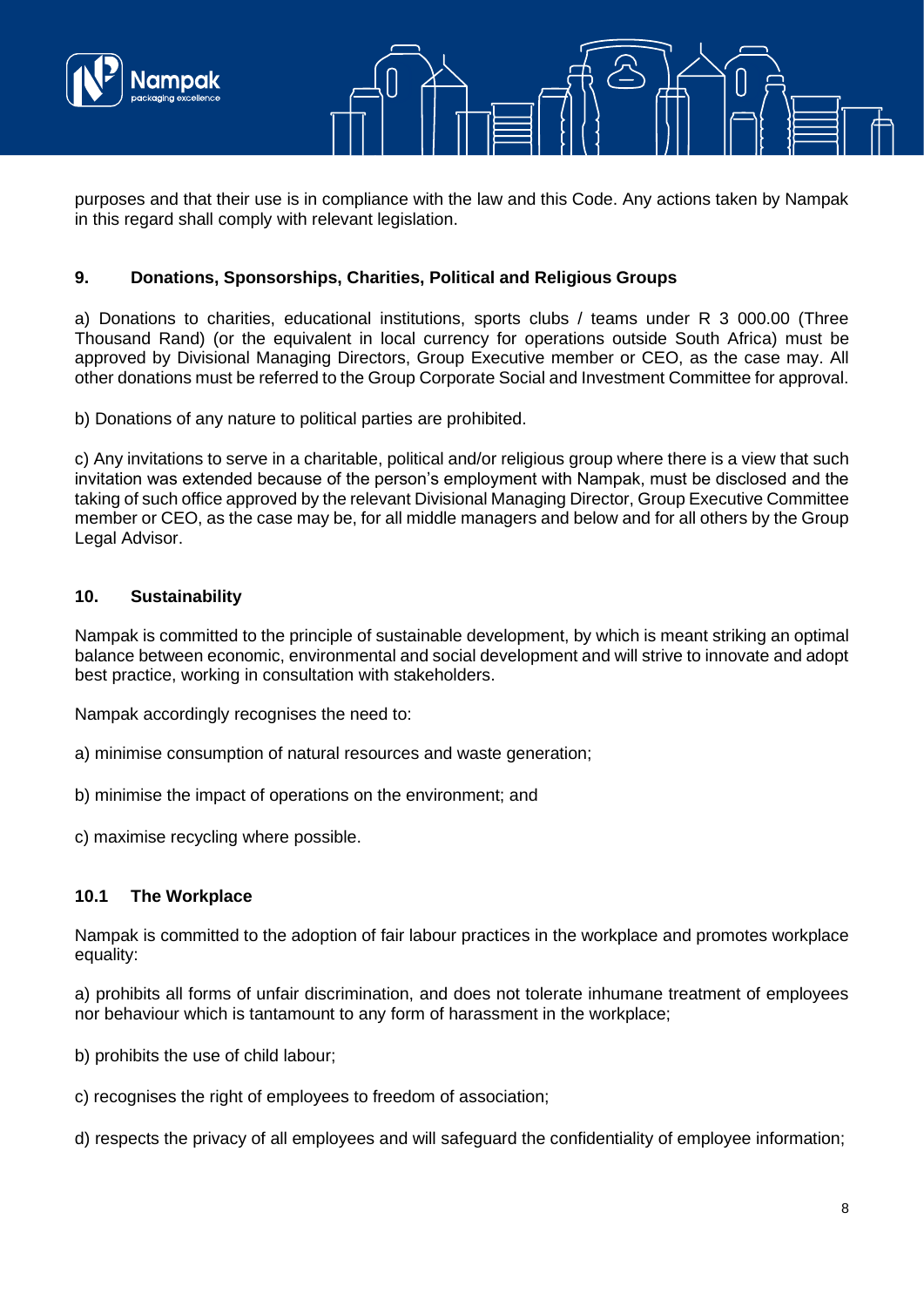purposes and that their use is in compliance with the law and this Code. Any actions taken by Nampak in this regard shall comply with relevant legislation.

## 9. Donations, Sponsorships, Charities, Political and Religious Groups

a) Donations to charities, educational institutions, sports clubs / teams under R 3 000.00 (Three Thousand Rand) (or the equivalent in local currency for operations outside South Africa) must be approved by Divisional Managing Directors, Group Executive member or CEO, as the case may. All other donations must be referred to the Group Corporate Social and Investment Committee for approval.

b) Donations of any nature to political parties are prohibited.

c) Any invitations to serve in a charitable, political and/or religious group where there is a view that such invitation was extended because of the person's employment with Nampak, must be disclosed and the taking of such office approved by the relevant Divisional Managing Director, Group Executive Committee member or CEO, as the case may be, for all middle managers and below and for all others by the Group Legal Advisor.

## 10. Sustainability

Nampak is committed to the principle of sustainable development, by which is meant striking an optimal balance between economic, environmental and social development and will strive to innovate and adopt best practice, working in consultation with stakeholders.

Nampak accordingly recognises the need to:

a) minimise consumption of natural resources and waste generation;

b) minimise the impact of operations on the environment; and

c) maximise recycling where possible.

### 10.1 The Workplace

Nampak is committed to the adoption of fair labour practices in the workplace and promotes workplace equality:

a) prohibits all forms of unfair discrimination, and does not tolerate inhumane treatment of employees nor behaviour which is tantamount to any form of harassment in the workplace;

b) prohibits the use of child labour;

c) recognises the right of employees to freedom of association;

d) respects the privacy of all employees and will safeguard the confidentiality of employee information;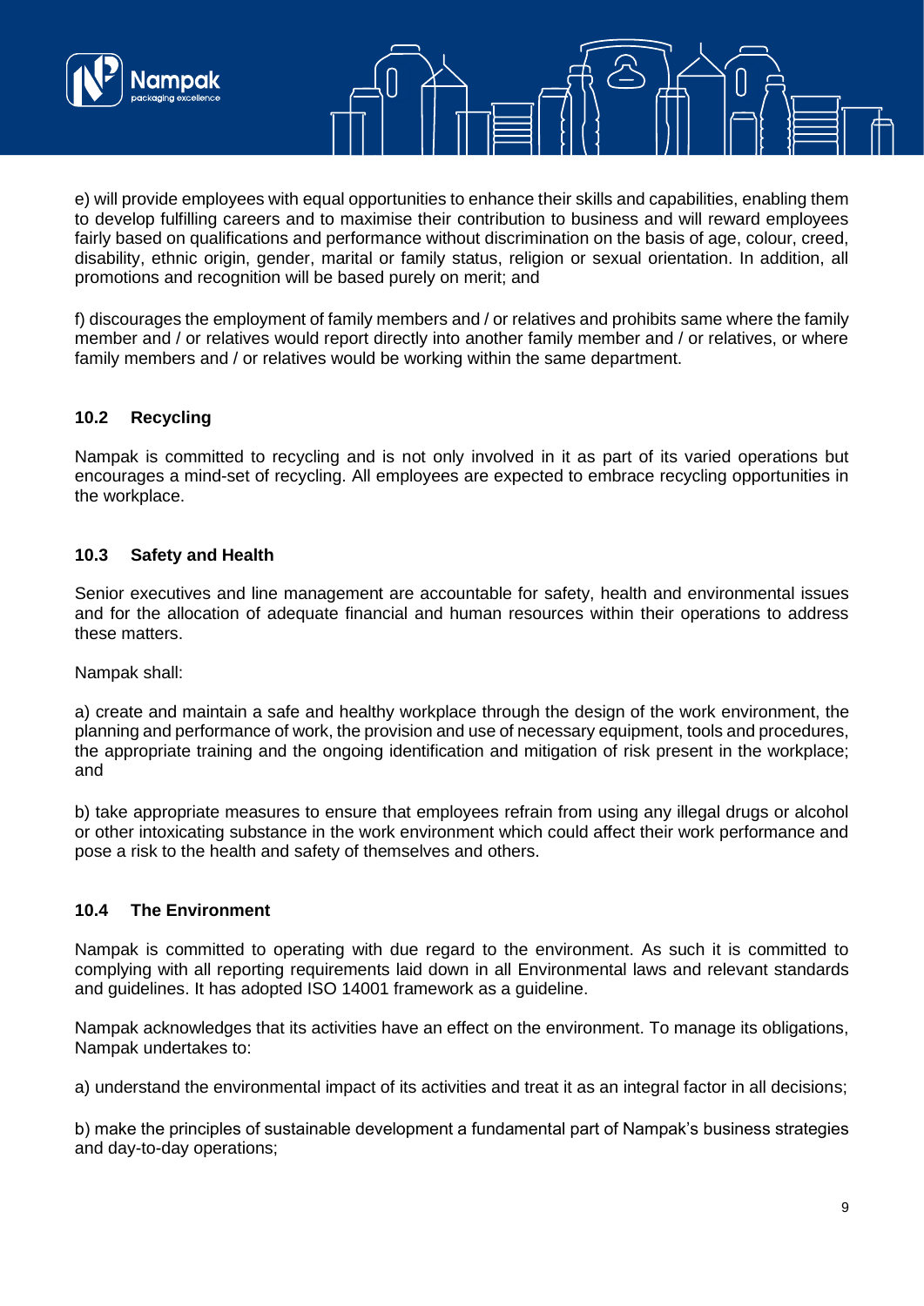e) will provide employees with equal opportunities to enhance their skills and capabilities, enabling them to develop fulfilling careers and to maximise their contribution to business and will reward employees fairly based on qualifications and performance without discrimination on the basis of age, colour, creed, disability, ethnic origin, gender, marital or family status, religion or sexual orientation. In addition, all promotions and recognition will be based purely on merit; and

f) discourages the employment of family members and / or relatives and prohibits same where the family member and / or relatives would report directly into another family member and / or relatives, or where family members and / or relatives would be working within the same department.

### 10.2 Recycling

Nampak is committed to recycling and is not only involved in it as part of its varied operations but encourages a mind-set of recycling. All employees are expected to embrace recycling opportunities in the workplace.

### 10.3 Safety and Health

Senior executives and line management are accountable for safety, health and environmental issues and for the allocation of adequate financial and human resources within their operations to address these matters.

Nampak shall:

a) create and maintain a safe and healthy workplace through the design of the work environment, the planning and performance of work, the provision and use of necessary equipment, tools and procedures, the appropriate training and the ongoing identification and mitigation of risk present in the workplace; and

b) take appropriate measures to ensure that employees refrain from using any illegal drugs or alcohol or other intoxicating substance in the work environment which could affect their work performance and pose a risk to the health and safety of themselves and others.

### 10.4 The Environment

Nampak is committed to operating with due regard to the environment. As such it is committed to complying with all reporting requirements laid down in all Environmental laws and relevant standards and guidelines. It has adopted ISO 14001 framework as a guideline.

Nampak acknowledges that its activities have an effect on the environment. To manage its obligations, Nampak undertakes to:

a) understand the environmental impact of its activities and treat it as an integral factor in all decisions;

b) make the principles of sustainable development a fundamental part of Nampak's business strategies and day-to-day operations;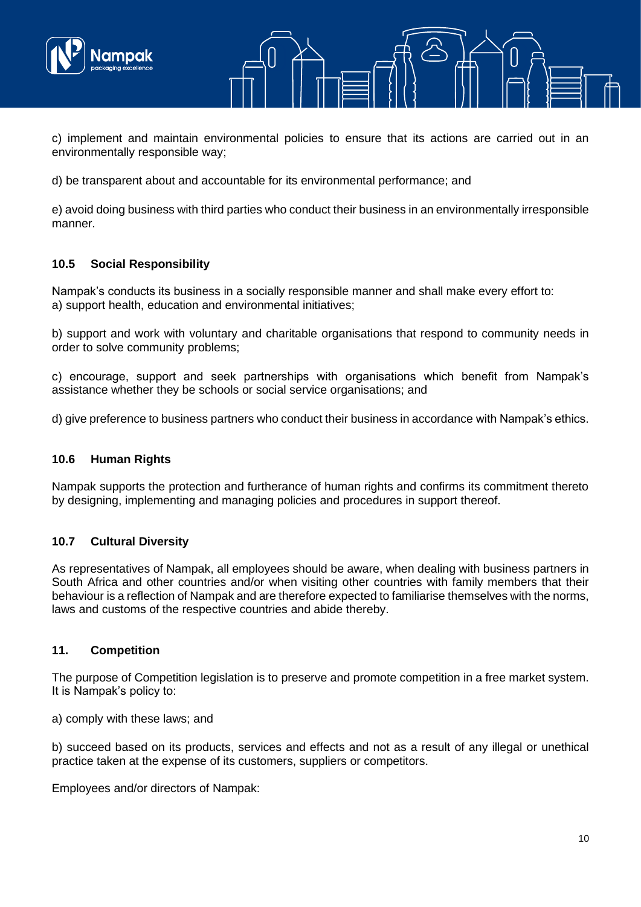c) implement and maintain environmental policies to ensure that its actions are carried out in an environmentally responsible way;

d) be transparent about and accountable for its environmental performance; and

e) avoid doing business with third parties who conduct their business in an environmentally irresponsible manner.

### 10.5 Social Responsibility

Nampak's conducts its business in a socially responsible manner and shall make every effort to:
a) support health, education and environmental initiatives;

b) support and work with voluntary and charitable organisations that respond to community needs in order to solve community problems;

c) encourage, support and seek partnerships with organisations which benefit from Nampak's assistance whether they be schools or social service organisations; and

d) give preference to business partners who conduct their business in accordance with Nampak's ethics.

### 10.6 Human Rights

Nampak supports the protection and furtherance of human rights and confirms its commitment thereto by designing, implementing and managing policies and procedures in support thereof.

### 10.7 Cultural Diversity

As representatives of Nampak, all employees should be aware, when dealing with business partners in South Africa and other countries and/or when visiting other countries with family members that their behaviour is a reflection of Nampak and are therefore expected to familiarise themselves with the norms, laws and customs of the respective countries and abide thereby.

## 11. Competition

The purpose of Competition legislation is to preserve and promote competition in a free market system. It is Nampak's policy to:

a) comply with these laws; and

b) succeed based on its products, services and effects and not as a result of any illegal or unethical practice taken at the expense of its customers, suppliers or competitors.

Employees and/or directors of Nampak: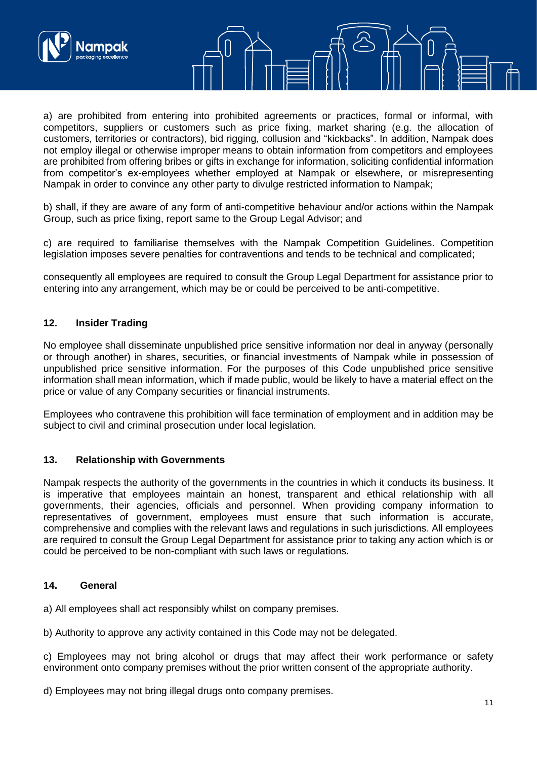a) are prohibited from entering into prohibited agreements or practices, formal or informal, with competitors, suppliers or customers such as price fixing, market sharing (e.g. the allocation of customers, territories or contractors), bid rigging, collusion and "kickbacks". In addition, Nampak does not employ illegal or otherwise improper means to obtain information from competitors and employees are prohibited from offering bribes or gifts in exchange for information, soliciting confidential information from competitor's ex-employees whether employed at Nampak or elsewhere, or misrepresenting Nampak in order to convince any other party to divulge restricted information to Nampak;

b) shall, if they are aware of any form of anti-competitive behaviour and/or actions within the Nampak Group, such as price fixing, report same to the Group Legal Advisor; and

c) are required to familiarise themselves with the Nampak Competition Guidelines. Competition legislation imposes severe penalties for contraventions and tends to be technical and complicated;

consequently all employees are required to consult the Group Legal Department for assistance prior to entering into any arrangement, which may be or could be perceived to be anti-competitive.

## 12. Insider Trading

No employee shall disseminate unpublished price sensitive information nor deal in anyway (personally or through another) in shares, securities, or financial investments of Nampak while in possession of unpublished price sensitive information. For the purposes of this Code unpublished price sensitive information shall mean information, which if made public, would be likely to have a material effect on the price or value of any Company securities or financial instruments.

Employees who contravene this prohibition will face termination of employment and in addition may be subject to civil and criminal prosecution under local legislation.

## 13. Relationship with Governments

Nampak respects the authority of the governments in the countries in which it conducts its business. It is imperative that employees maintain an honest, transparent and ethical relationship with all governments, their agencies, officials and personnel. When providing company information to representatives of government, employees must ensure that such information is accurate, comprehensive and complies with the relevant laws and regulations in such jurisdictions. All employees are required to consult the Group Legal Department for assistance prior to taking any action which is or could be perceived to be non-compliant with such laws or regulations.

## 14. General

a) All employees shall act responsibly whilst on company premises.

b) Authority to approve any activity contained in this Code may not be delegated.

c) Employees may not bring alcohol or drugs that may affect their work performance or safety environment onto company premises without the prior written consent of the appropriate authority.

d) Employees may not bring illegal drugs onto company premises.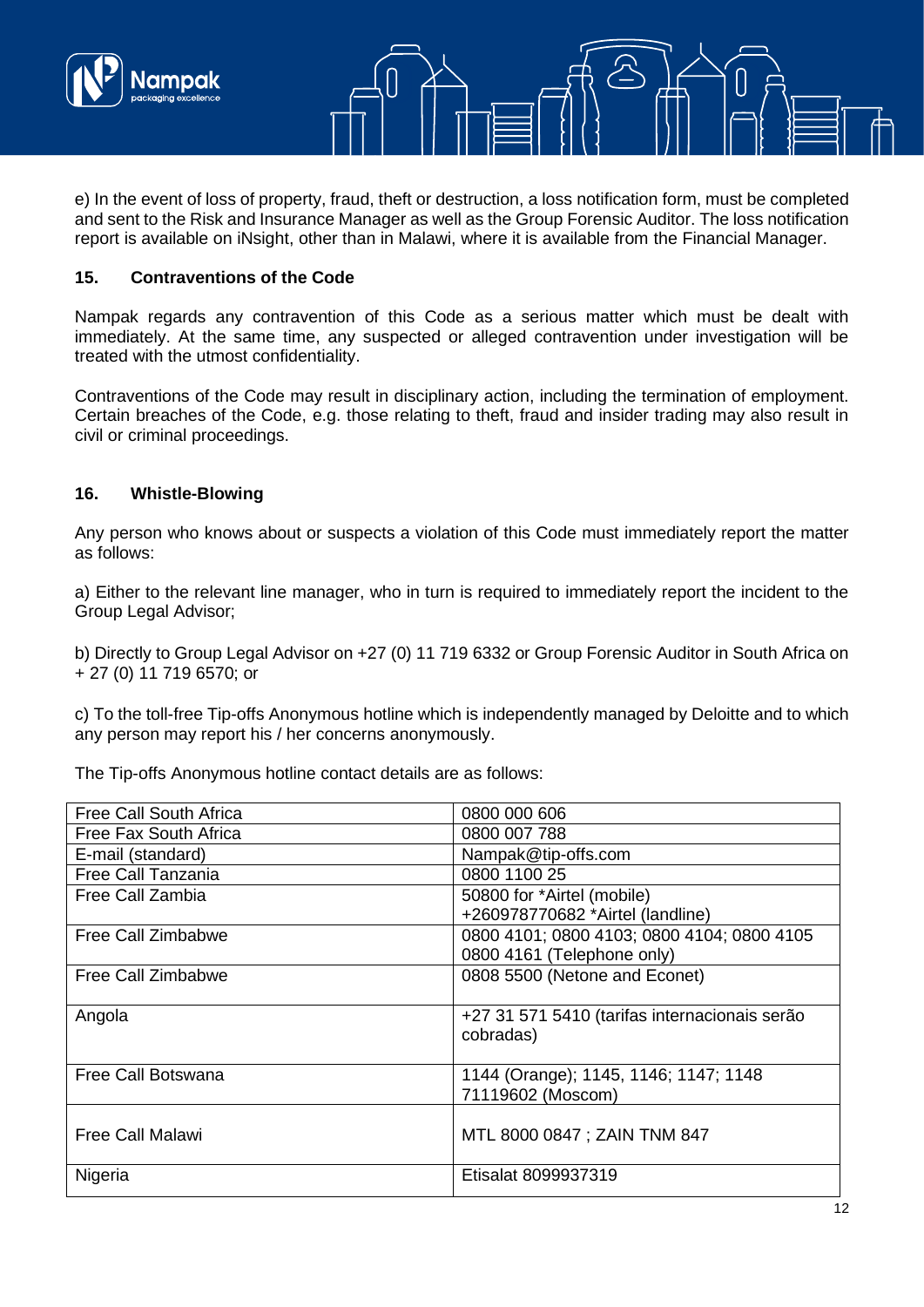e) In the event of loss of property, fraud, theft or destruction, a loss notification form, must be completed and sent to the Risk and Insurance Manager as well as the Group Forensic Auditor. The loss notification report is available on iNsight, other than in Malawi, where it is available from the Financial Manager.

## 15. Contraventions of the Code

Nampak regards any contravention of this Code as a serious matter which must be dealt with immediately. At the same time, any suspected or alleged contravention under investigation will be treated with the utmost confidentiality.

Contraventions of the Code may result in disciplinary action, including the termination of employment. Certain breaches of the Code, e.g. those relating to theft, fraud and insider trading may also result in civil or criminal proceedings.

## 16. Whistle-Blowing

Any person who knows about or suspects a violation of this Code must immediately report the matter as follows:

a) Either to the relevant line manager, who in turn is required to immediately report the incident to the Group Legal Advisor;

b) Directly to Group Legal Advisor on +27 (0) 11 719 6332 or Group Forensic Auditor in South Africa on + 27 (0) 11 719 6570; or

c) To the toll-free Tip-offs Anonymous hotline which is independently managed by Deloitte and to which any person may report his / her concerns anonymously.

The Tip-offs Anonymous hotline contact details are as follows:

| | |
|---|---|
| Free Call South Africa | 0800 000 606 |
| Free Fax South Africa | 0800 007 788 |
| E-mail (standard) | Nampak@tip-offs.com |
| Free Call Tanzania | 0800 1100 25 |
| Free Call Zambia | 50800 for *Airtel (mobile)<br>+260978770682 *Airtel (landline) |
| Free Call Zimbabwe | 0800 4101; 0800 4103; 0800 4104; 0800 4105<br>0800 4161 (Telephone only) |
| Free Call Zimbabwe | 0808 5500 (Netone and Econet) |
| Angola | +27 31 571 5410 (tarifas internacionais serão cobradas) |
| Free Call Botswana | 1144 (Orange); 1145, 1146; 1147; 1148<br>71119602 (Moscom) |
| Free Call Malawi | MTL 8000 0847 ; ZAIN TNM 847 |
| Nigeria | Etisalat 8099937319 |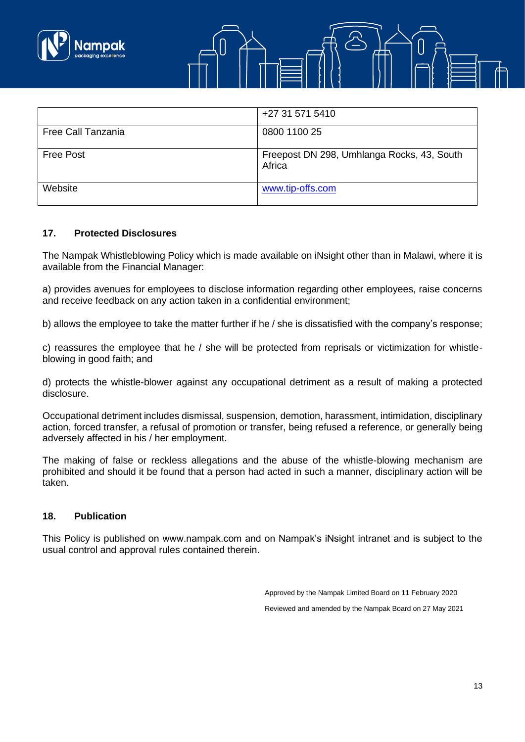|  | +27 31 571 5410 |
|---|---|
| Free Call Tanzania | 0800 1100 25 |
| Free Post | Freepost DN 298, Umhlanga Rocks, 43, South Africa |
| Website | www.tip-offs.com |

## 17. Protected Disclosures

The Nampak Whistleblowing Policy which is made available on iNsight other than in Malawi, where it is available from the Financial Manager:

a) provides avenues for employees to disclose information regarding other employees, raise concerns and receive feedback on any action taken in a confidential environment;

b) allows the employee to take the matter further if he / she is dissatisfied with the company's response;

c) reassures the employee that he / she will be protected from reprisals or victimization for whistle-blowing in good faith; and

d) protects the whistle-blower against any occupational detriment as a result of making a protected disclosure.

Occupational detriment includes dismissal, suspension, demotion, harassment, intimidation, disciplinary action, forced transfer, a refusal of promotion or transfer, being refused a reference, or generally being adversely affected in his / her employment.

The making of false or reckless allegations and the abuse of the whistle-blowing mechanism are prohibited and should it be found that a person had acted in such a manner, disciplinary action will be taken.

## 18. Publication

This Policy is published on www.nampak.com and on Nampak's iNsight intranet and is subject to the usual control and approval rules contained therein.

Approved by the Nampak Limited Board on 11 February 2020

Reviewed and amended by the Nampak Board on 27 May 2021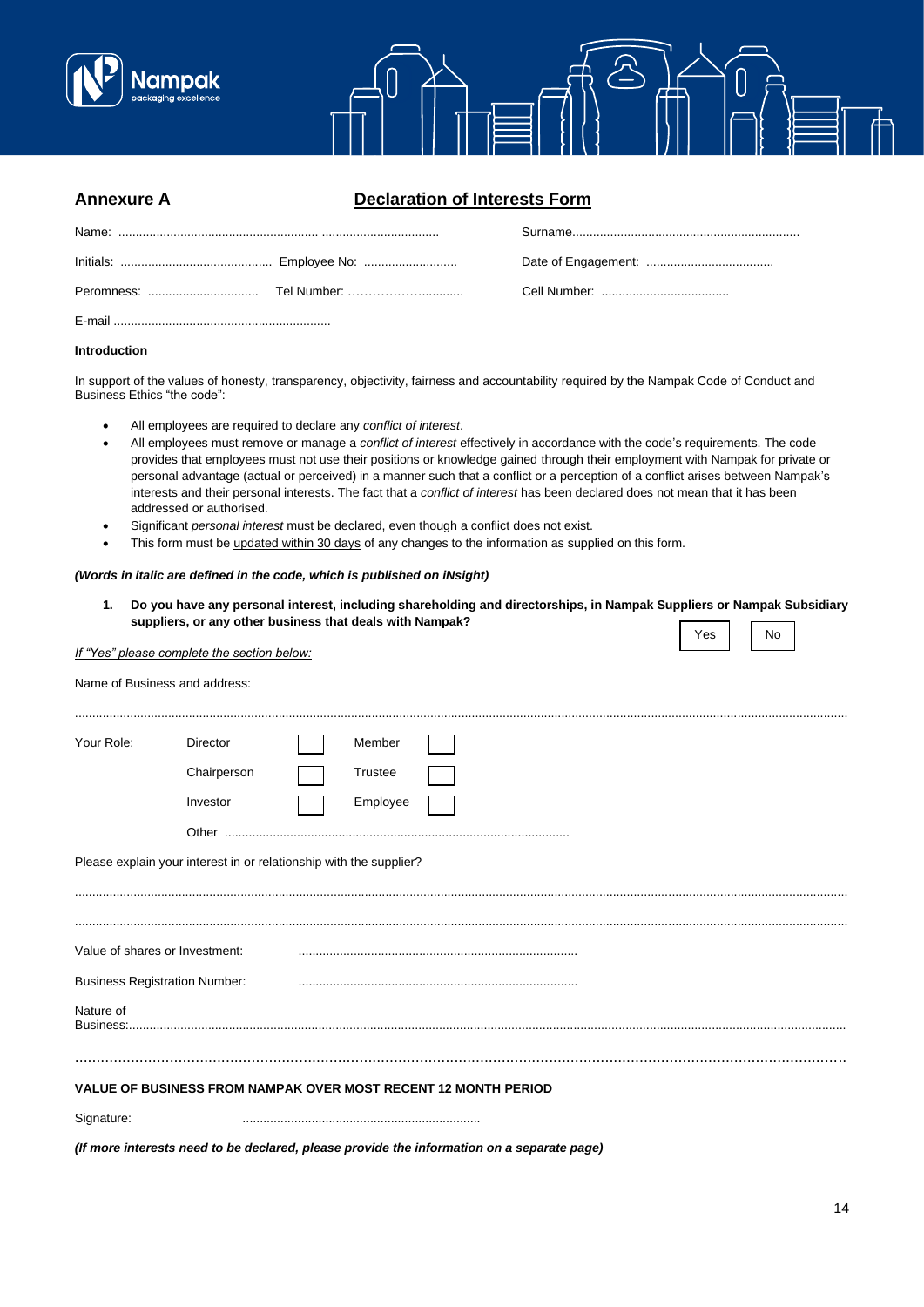## Annexure A

## Declaration of Interests Form

Name: ......................................................... .................................. Surname..................................................................

Initials: ............................................ Employee No: ........................... Date of Engagement: .....................................

Peromness: ................................ Tel Number: ……………….......... Cell Number: .....................................

E-mail ...............................................................

**Introduction**

In support of the values of honesty, transparency, objectivity, fairness and accountability required by the Nampak Code of Conduct and Business Ethics "the code":

- All employees are required to declare any *conflict of interest*.
- All employees must remove or manage a *conflict of interest* effectively in accordance with the code's requirements. The code provides that employees must not use their positions or knowledge gained through their employment with Nampak for private or personal advantage (actual or perceived) in a manner such that a conflict or a perception of a conflict arises between Nampak's interests and their personal interests. The fact that a *conflict of interest* has been declared does not mean that it has been addressed or authorised.
- Significant *personal interest* must be declared, even though a conflict does not exist.
- This form must be updated within 30 days of any changes to the information as supplied on this form.

***(Words in italic are defined in the code, which is published on iNsight)***

**1. Do you have any personal interest, including shareholding and directorships, in Nampak Suppliers or Nampak Subsidiary suppliers, or any other business that deals with Nampak?**

☐ Yes ☐ No

*If "Yes" please complete the section below:*

Name of Business and address:

....................................................................................................................................................................................................

Your Role:

| | | | |
|---|---|---|---|
| Director | ☐ | Member | ☐ |
| Chairperson | ☐ | Trustee | ☐ |
| Investor | ☐ | Employee | ☐ |

Other ....................................................................................................

Please explain your interest in or relationship with the supplier?

....................................................................................................................................................................................................

....................................................................................................................................................................................................

Value of shares or Investment: ..................................................................................

Business Registration Number: ..................................................................................

Nature of Business:..............................................................................................................................................................................

....................................................................................................................................................................................................

**VALUE OF BUSINESS FROM NAMPAK OVER MOST RECENT 12 MONTH PERIOD**

Signature: ......................................................................

***(If more interests need to be declared, please provide the information on a separate page)***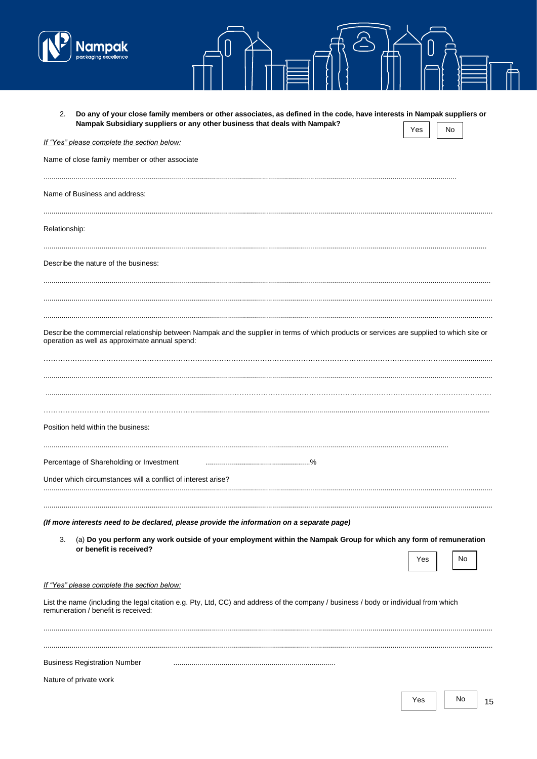2. **Do any of your close family members or other associates, as defined in the code, have interests in Nampak suppliers or Nampak Subsidiary suppliers or any other business that deals with Nampak?**

Yes | No

*If "Yes" please complete the section below:*

Name of close family member or other associate

.............................................................................................................................................................................................

Name of Business and address:

.............................................................................................................................................................................................

Relationship:

.............................................................................................................................................................................................

Describe the nature of the business:

.............................................................................................................................................................................................

.............................................................................................................................................................................................

.............................................................................................................................................................................................

Describe the commercial relationship between Nampak and the supplier in terms of which products or services are supplied to which site or operation as well as approximate annual spend:

.............................................................................................................................................................................................

.............................................................................................................................................................................................

.............................................................................................................................................................................................

.............................................................................................................................................................................................

Position held within the business:

.............................................................................................................................................................................................

Percentage of Shareholding or Investment ....................................................%

Under which circumstances will a conflict of interest arise?

.............................................................................................................................................................................................

.............................................................................................................................................................................................

***(If more interests need to be declared, please provide the information on a separate page)***

3. (a) **Do you perform any work outside of your employment within the Nampak Group for which any form of remuneration or benefit is received?**

Yes | No

*If "Yes" please complete the section below:*

List the name (including the legal citation e.g. Pty, Ltd, CC) and address of the company / business / body or individual from which remuneration / benefit is received:

.............................................................................................................................................................................................

.............................................................................................................................................................................................

Business Registration Number ................................................................................

Nature of private work

Yes | No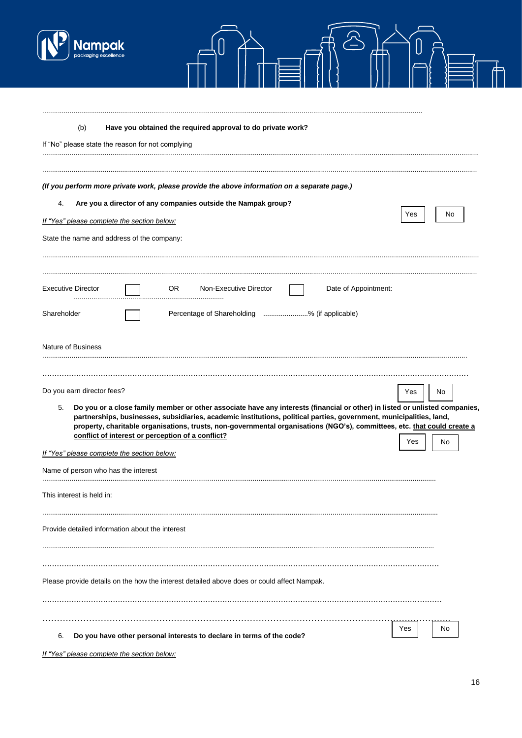..........................................................................................................................................................................................

(b) **Have you obtained the required approval to do private work?**

If "No" please state the reason for not complying

..........................................................................................................................................................................................

..........................................................................................................................................................................................

***(If you perform more private work, please provide the above information on a separate page.)***

4. **Are you a director of any companies outside the Nampak group?** Yes ☐ No ☐

*If "Yes" please complete the section below:*

State the name and address of the company:

..........................................................................................................................................................................................

..........................................................................................................................................................................................

Executive Director ☐ OR Non-Executive Director ☐ Date of Appointment: ............................................................................

Shareholder ☐ Percentage of Shareholding ......................% (if applicable)

Nature of Business

..........................................................................................................................................................................................

..........................................................................................................................................................................................

Do you earn director fees? Yes ☐ No ☐

5. **Do you or a close family member or other associate have any interests (financial or other) in listed or unlisted companies, partnerships, businesses, subsidiaries, academic institutions, political parties, government, municipalities, land, property, charitable organisations, trusts, non-governmental organisations (NGO's), committees, etc. that could create a conflict of interest or perception of a conflict?** Yes ☐ No ☐

*If "Yes" please complete the section below:*

Name of person who has the interest

..........................................................................................................................................................................................

This interest is held in:

..........................................................................................................................................................................................

Provide detailed information about the interest

..........................................................................................................................................................................................

..........................................................................................................................................................................................

Please provide details on the how the interest detailed above does or could affect Nampak.

..........................................................................................................................................................................................

..........................................................................................................................................................................................

6. **Do you have other personal interests to declare in terms of the code?** Yes ☐ No ☐

*If "Yes" please complete the section below:*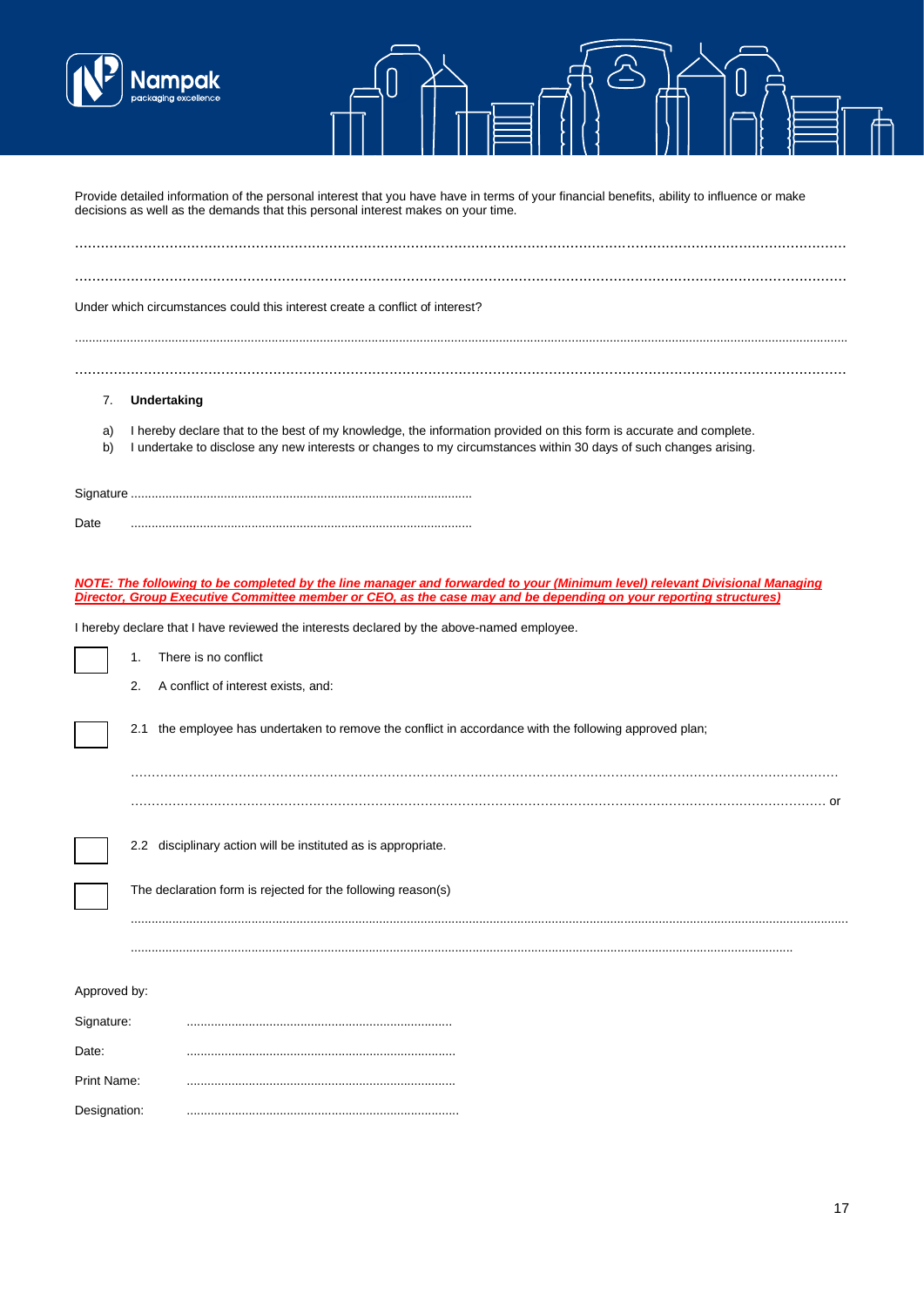Provide detailed information of the personal interest that you have have in terms of your financial benefits, ability to influence or make decisions as well as the demands that this personal interest makes on your time.

.................................................................................................................................................................

.................................................................................................................................................................

Under which circumstances could this interest create a conflict of interest?

.................................................................................................................................................................

.................................................................................................................................................................

7. **Undertaking**

a) I hereby declare that to the best of my knowledge, the information provided on this form is accurate and complete.
b) I undertake to disclose any new interests or changes to my circumstances within 30 days of such changes arising.

Signature ..................................................................................................

Date ..................................................................................................

***NOTE: The following to be completed by the line manager and forwarded to your (Minimum level) relevant Divisional Managing Director, Group Executive Committee member or CEO, as the case may and be depending on your reporting structures)***

I hereby declare that I have reviewed the interests declared by the above-named employee.

☐ 1. There is no conflict

2. A conflict of interest exists, and:

☐ 2.1 the employee has undertaken to remove the conflict in accordance with the following approved plan;

.................................................................................................................................................................

................................................................................................................................................................. or

☐ 2.2 disciplinary action will be instituted as is appropriate.

☐ The declaration form is rejected for the following reason(s)

.................................................................................................................................................................

.................................................................................................................................................................

Approved by:

Signature: ..............................................................................

Date: ..............................................................................

Print Name: ..............................................................................

Designation: ..............................................................................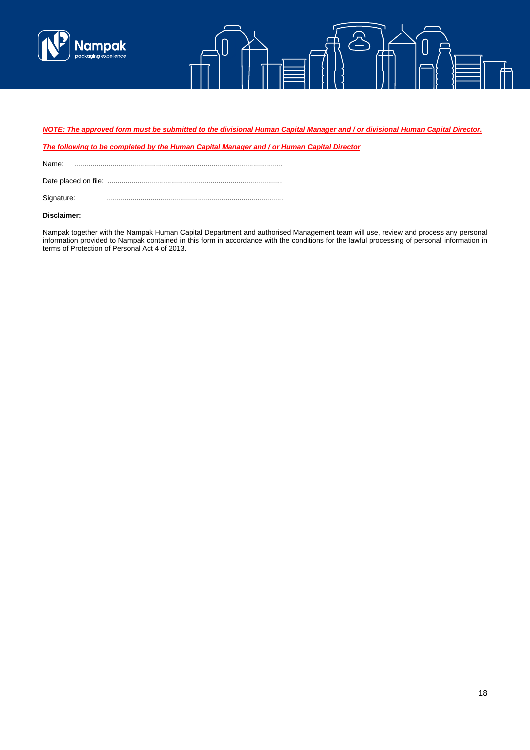***NOTE: The approved form must be submitted to the divisional Human Capital Manager and / or divisional Human Capital Director.***

***The following to be completed by the Human Capital Manager and / or Human Capital Director***

Name: ........................................................................................................

Date placed on file: .......................................................................................

Signature: .........................................................................................

**Disclaimer:**

Nampak together with the Nampak Human Capital Department and authorised Management team will use, review and process any personal information provided to Nampak contained in this form in accordance with the conditions for the lawful processing of personal information in terms of Protection of Personal Act 4 of 2013.